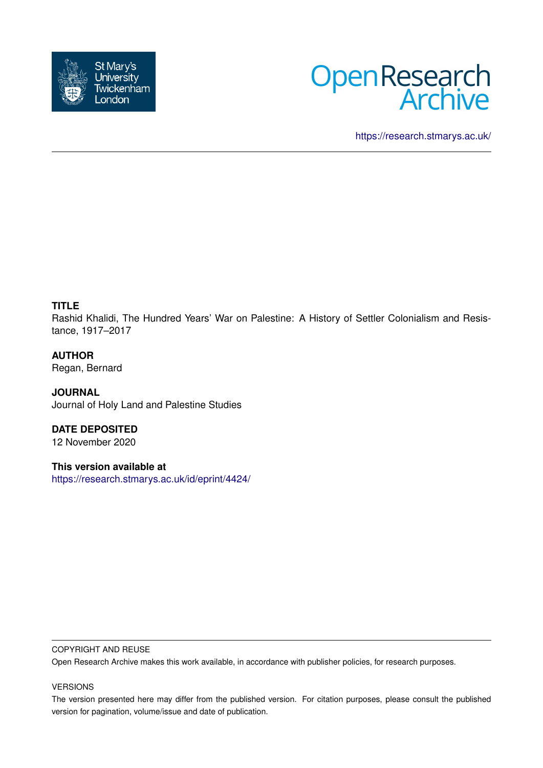St Mary's University Twickenham London

Open Research Archive

https://research.stmarys.ac.uk/

**TITLE**

Rashid Khalidi, The Hundred Years' War on Palestine: A History of Settler Colonialism and Resistance, 1917–2017

**AUTHOR**

Regan, Bernard

**JOURNAL**

Journal of Holy Land and Palestine Studies

**DATE DEPOSITED**

12 November 2020

**This version available at**

https://research.stmarys.ac.uk/id/eprint/4424/

COPYRIGHT AND REUSE

Open Research Archive makes this work available, in accordance with publisher policies, for research purposes.

VERSIONS

The version presented here may differ from the published version. For citation purposes, please consult the published version for pagination, volume/issue and date of publication.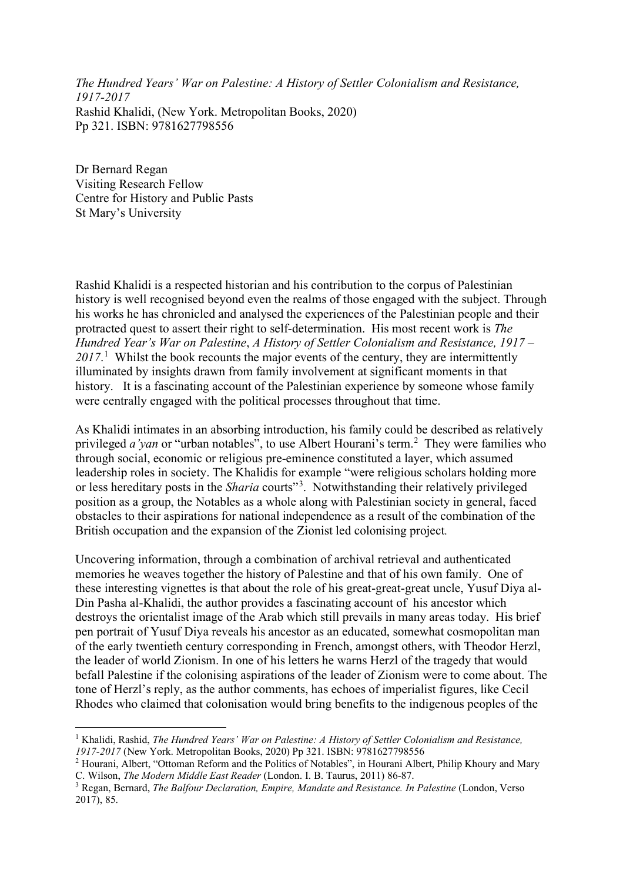*The Hundred Years' War on Palestine: A History of Settler Colonialism and Resistance, 1917-2017*
Rashid Khalidi, (New York. Metropolitan Books, 2020)
Pp 321. ISBN: 9781627798556

Dr Bernard Regan
Visiting Research Fellow
Centre for History and Public Pasts
St Mary's University

Rashid Khalidi is a respected historian and his contribution to the corpus of Palestinian history is well recognised beyond even the realms of those engaged with the subject. Through his works he has chronicled and analysed the experiences of the Palestinian people and their protracted quest to assert their right to self-determination. His most recent work is *The Hundred Year's War on Palestine*, *A History of Settler Colonialism and Resistance, 1917 – 2017*.[1] Whilst the book recounts the major events of the century, they are intermittently illuminated by insights drawn from family involvement at significant moments in that history. It is a fascinating account of the Palestinian experience by someone whose family were centrally engaged with the political processes throughout that time.

As Khalidi intimates in an absorbing introduction, his family could be described as relatively privileged *a'yan* or "urban notables", to use Albert Hourani's term.[2] They were families who through social, economic or religious pre-eminence constituted a layer, which assumed leadership roles in society. The Khalidis for example "were religious scholars holding more or less hereditary posts in the *Sharia* courts"[3]. Notwithstanding their relatively privileged position as a group, the Notables as a whole along with Palestinian society in general, faced obstacles to their aspirations for national independence as a result of the combination of the British occupation and the expansion of the Zionist led colonising project.

Uncovering information, through a combination of archival retrieval and authenticated memories he weaves together the history of Palestine and that of his own family. One of these interesting vignettes is that about the role of his great-great-great uncle, Yusuf Diya al-Din Pasha al-Khalidi, the author provides a fascinating account of his ancestor which destroys the orientalist image of the Arab which still prevails in many areas today. His brief pen portrait of Yusuf Diya reveals his ancestor as an educated, somewhat cosmopolitan man of the early twentieth century corresponding in French, amongst others, with Theodor Herzl, the leader of world Zionism. In one of his letters he warns Herzl of the tragedy that would befall Palestine if the colonising aspirations of the leader of Zionism were to come about. The tone of Herzl's reply, as the author comments, has echoes of imperialist figures, like Cecil Rhodes who claimed that colonisation would bring benefits to the indigenous peoples of the

---

[1] Khalidi, Rashid, *The Hundred Years' War on Palestine: A History of Settler Colonialism and Resistance, 1917-2017* (New York. Metropolitan Books, 2020) Pp 321. ISBN: 9781627798556

[2] Hourani, Albert, "Ottoman Reform and the Politics of Notables", in Hourani Albert, Philip Khoury and Mary C. Wilson, *The Modern Middle East Reader* (London. I. B. Taurus, 2011) 86-87.

[3] Regan, Bernard, *The Balfour Declaration, Empire, Mandate and Resistance. In Palestine* (London, Verso 2017), 85.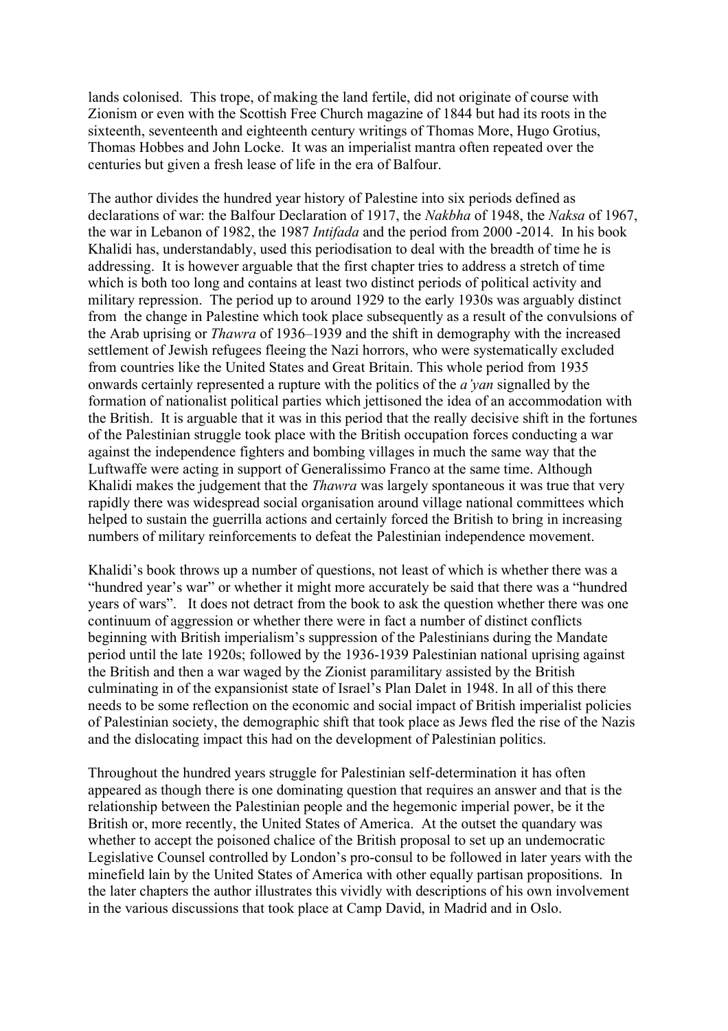lands colonised. This trope, of making the land fertile, did not originate of course with Zionism or even with the Scottish Free Church magazine of 1844 but had its roots in the sixteenth, seventeenth and eighteenth century writings of Thomas More, Hugo Grotius, Thomas Hobbes and John Locke. It was an imperialist mantra often repeated over the centuries but given a fresh lease of life in the era of Balfour.

The author divides the hundred year history of Palestine into six periods defined as declarations of war: the Balfour Declaration of 1917, the *Nakbha* of 1948, the *Naksa* of 1967, the war in Lebanon of 1982, the 1987 *Intifada* and the period from 2000 -2014. In his book Khalidi has, understandably, used this periodisation to deal with the breadth of time he is addressing. It is however arguable that the first chapter tries to address a stretch of time which is both too long and contains at least two distinct periods of political activity and military repression. The period up to around 1929 to the early 1930s was arguably distinct from the change in Palestine which took place subsequently as a result of the convulsions of the Arab uprising or *Thawra* of 1936–1939 and the shift in demography with the increased settlement of Jewish refugees fleeing the Nazi horrors, who were systematically excluded from countries like the United States and Great Britain. This whole period from 1935 onwards certainly represented a rupture with the politics of the *a'yan* signalled by the formation of nationalist political parties which jettisoned the idea of an accommodation with the British. It is arguable that it was in this period that the really decisive shift in the fortunes of the Palestinian struggle took place with the British occupation forces conducting a war against the independence fighters and bombing villages in much the same way that the Luftwaffe were acting in support of Generalissimo Franco at the same time. Although Khalidi makes the judgement that the *Thawra* was largely spontaneous it was true that very rapidly there was widespread social organisation around village national committees which helped to sustain the guerrilla actions and certainly forced the British to bring in increasing numbers of military reinforcements to defeat the Palestinian independence movement.

Khalidi's book throws up a number of questions, not least of which is whether there was a "hundred year's war" or whether it might more accurately be said that there was a "hundred years of wars". It does not detract from the book to ask the question whether there was one continuum of aggression or whether there were in fact a number of distinct conflicts beginning with British imperialism's suppression of the Palestinians during the Mandate period until the late 1920s; followed by the 1936-1939 Palestinian national uprising against the British and then a war waged by the Zionist paramilitary assisted by the British culminating in of the expansionist state of Israel's Plan Dalet in 1948. In all of this there needs to be some reflection on the economic and social impact of British imperialist policies of Palestinian society, the demographic shift that took place as Jews fled the rise of the Nazis and the dislocating impact this had on the development of Palestinian politics.

Throughout the hundred years struggle for Palestinian self-determination it has often appeared as though there is one dominating question that requires an answer and that is the relationship between the Palestinian people and the hegemonic imperial power, be it the British or, more recently, the United States of America. At the outset the quandary was whether to accept the poisoned chalice of the British proposal to set up an undemocratic Legislative Counsel controlled by London's pro-consul to be followed in later years with the minefield lain by the United States of America with other equally partisan propositions. In the later chapters the author illustrates this vividly with descriptions of his own involvement in the various discussions that took place at Camp David, in Madrid and in Oslo.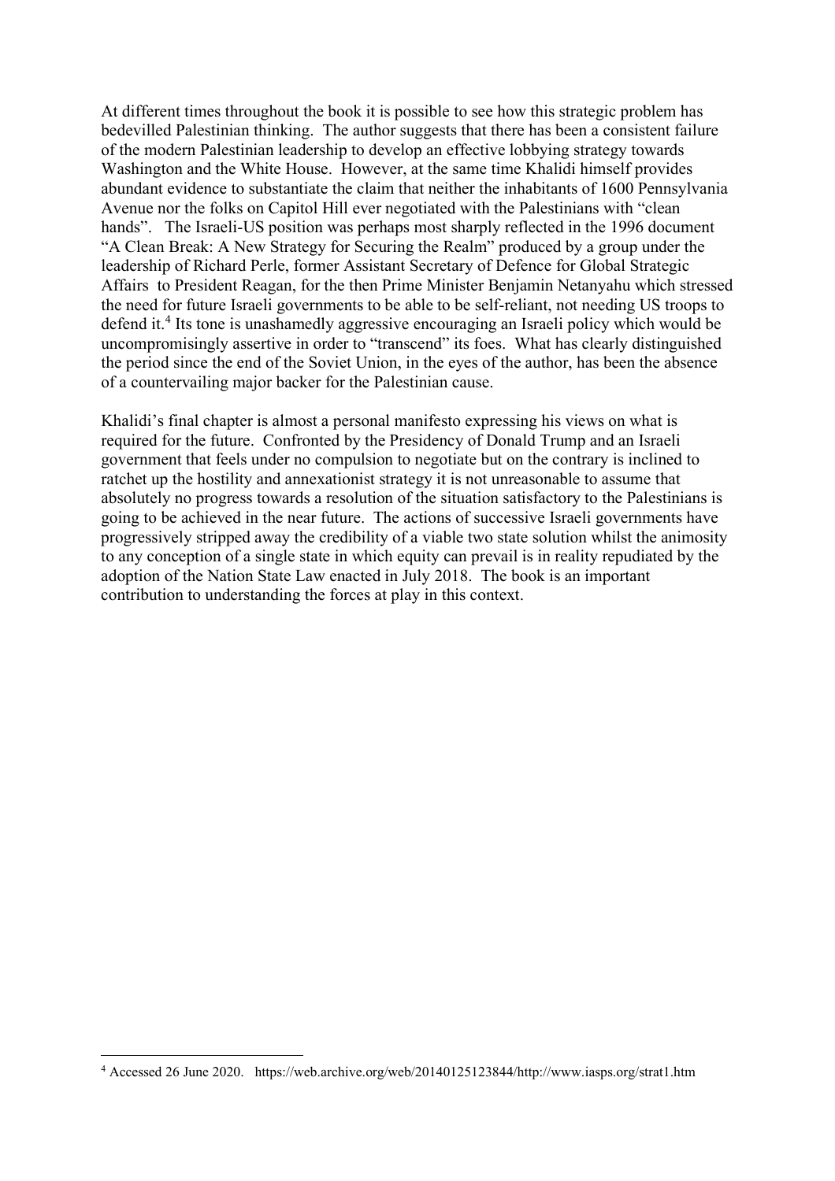At different times throughout the book it is possible to see how this strategic problem has bedevilled Palestinian thinking. The author suggests that there has been a consistent failure of the modern Palestinian leadership to develop an effective lobbying strategy towards Washington and the White House. However, at the same time Khalidi himself provides abundant evidence to substantiate the claim that neither the inhabitants of 1600 Pennsylvania Avenue nor the folks on Capitol Hill ever negotiated with the Palestinians with "clean hands". The Israeli-US position was perhaps most sharply reflected in the 1996 document "A Clean Break: A New Strategy for Securing the Realm" produced by a group under the leadership of Richard Perle, former Assistant Secretary of Defence for Global Strategic Affairs to President Reagan, for the then Prime Minister Benjamin Netanyahu which stressed the need for future Israeli governments to be able to be self-reliant, not needing US troops to defend it.[4] Its tone is unashamedly aggressive encouraging an Israeli policy which would be uncompromisingly assertive in order to "transcend" its foes. What has clearly distinguished the period since the end of the Soviet Union, in the eyes of the author, has been the absence of a countervailing major backer for the Palestinian cause.

Khalidi's final chapter is almost a personal manifesto expressing his views on what is required for the future. Confronted by the Presidency of Donald Trump and an Israeli government that feels under no compulsion to negotiate but on the contrary is inclined to ratchet up the hostility and annexationist strategy it is not unreasonable to assume that absolutely no progress towards a resolution of the situation satisfactory to the Palestinians is going to be achieved in the near future. The actions of successive Israeli governments have progressively stripped away the credibility of a viable two state solution whilst the animosity to any conception of a single state in which equity can prevail is in reality repudiated by the adoption of the Nation State Law enacted in July 2018. The book is an important contribution to understanding the forces at play in this context.

---

[4] Accessed 26 June 2020. https://web.archive.org/web/20140125123844/http://www.iasps.org/strat1.htm